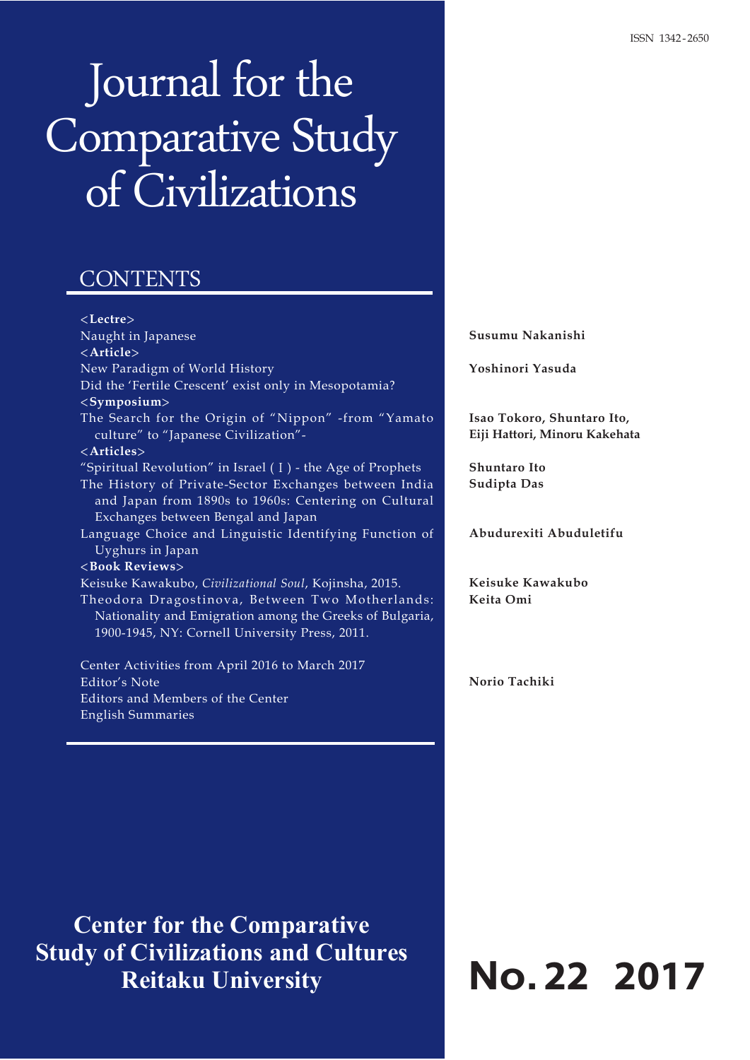ISSN 1342-2650

# Journal for the Comparative Study of Civilizations

## CONTENTS

<**Lectre**>

Naught in Japanese — **Susumu Nakanishi**

<**Article**>

New Paradigm of World History — **Yoshinori Yasuda**

Did the 'Fertile Crescent' exist only in Mesopotamia?

<**Symposium**>

The Search for the Origin of "Nippon" -from "Yamato culture" to "Japanese Civilization"- — **Isao Tokoro, Shuntaro Ito, Eiji Hattori, Minoru Kakehata**

<**Articles**>

"Spiritual Revolution" in Israel ( I ) - the Age of Prophets — **Shuntaro Ito**

The History of Private-Sector Exchanges between India and Japan from 1890s to 1960s: Centering on Cultural Exchanges between Bengal and Japan — **Sudipta Das**

Language Choice and Linguistic Identifying Function of Uyghurs in Japan — **Abudurexiti Abuduletifu**

<**Book Reviews**>

Keisuke Kawakubo, *Civilizational Soul*, Kojinsha, 2015. — **Keisuke Kawakubo**

Theodora Dragostinova, Between Two Motherlands: Nationality and Emigration among the Greeks of Bulgaria, 1900-1945, NY: Cornell University Press, 2011. — **Keita Omi**

Center Activities from April 2016 to March 2017

Editor's Note — **Norio Tachiki**

Editors and Members of the Center

English Summaries

**Center for the Comparative Study of Civilizations and Cultures**
**Reitaku University**

**No. 22 2017**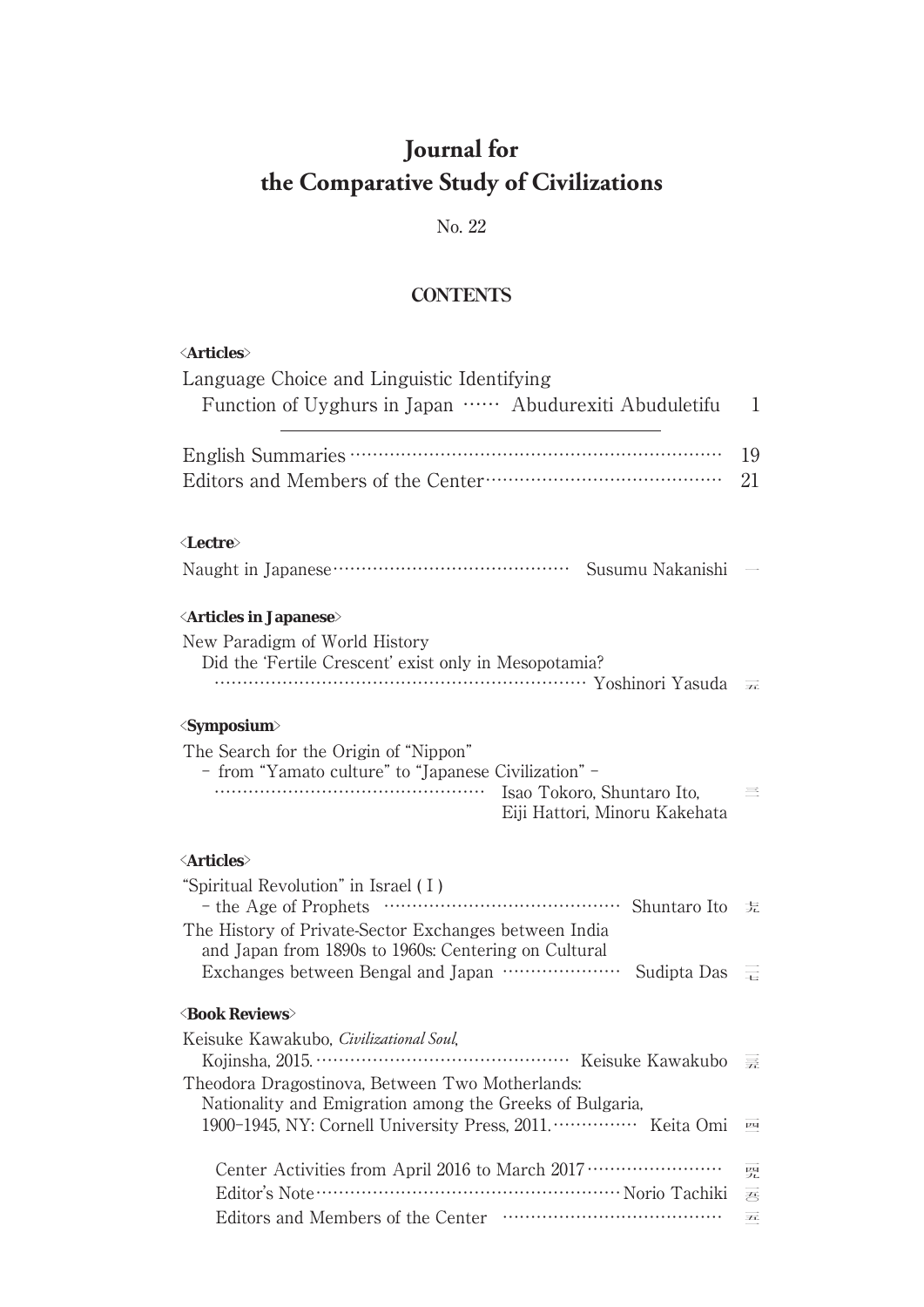# Journal for the Comparative Study of Civilizations

No. 22

## CONTENTS

〈**Articles**〉

Language Choice and Linguistic Identifying Function of Uyghurs in Japan …… Abudurexiti Abuduletifu 1

English Summaries …… 19
Editors and Members of the Center …… 21

〈**Lectre**〉

Naught in Japanese …… Susumu Nakanishi 一

〈**Articles in Japanese**〉

New Paradigm of World History
Did the 'Fertile Crescent' exist only in Mesopotamia?
…… Yoshinori Yasuda 元

〈**Symposium**〉

The Search for the Origin of "Nippon"
– from "Yamato culture" to "Japanese Civilization" –
…… Isao Tokoro, Shuntaro Ito, Eiji Hattori, Minoru Kakehata 三

〈**Articles**〉

"Spiritual Revolution" in Israel ( I )
– the Age of Prophets …… Shuntaro Ito 圥

The History of Private-Sector Exchanges between India and Japan from 1890s to 1960s: Centering on Cultural Exchanges between Bengal and Japan …… Sudipta Das 亖

〈**Book Reviews**〉

Keisuke Kawakubo, *Civilizational Soul*, Kojinsha, 2015. …… Keisuke Kawakubo 亖

Theodora Dragostinova, Between Two Motherlands: Nationality and Emigration among the Greeks of Bulgaria, 1900–1945, NY: Cornell University Press, 2011. …… Keita Omi 四

Center Activities from April 2016 to March 2017 …… 咒
Editor's Note …… Norio Tachiki 吾
Editors and Members of the Center …… 五